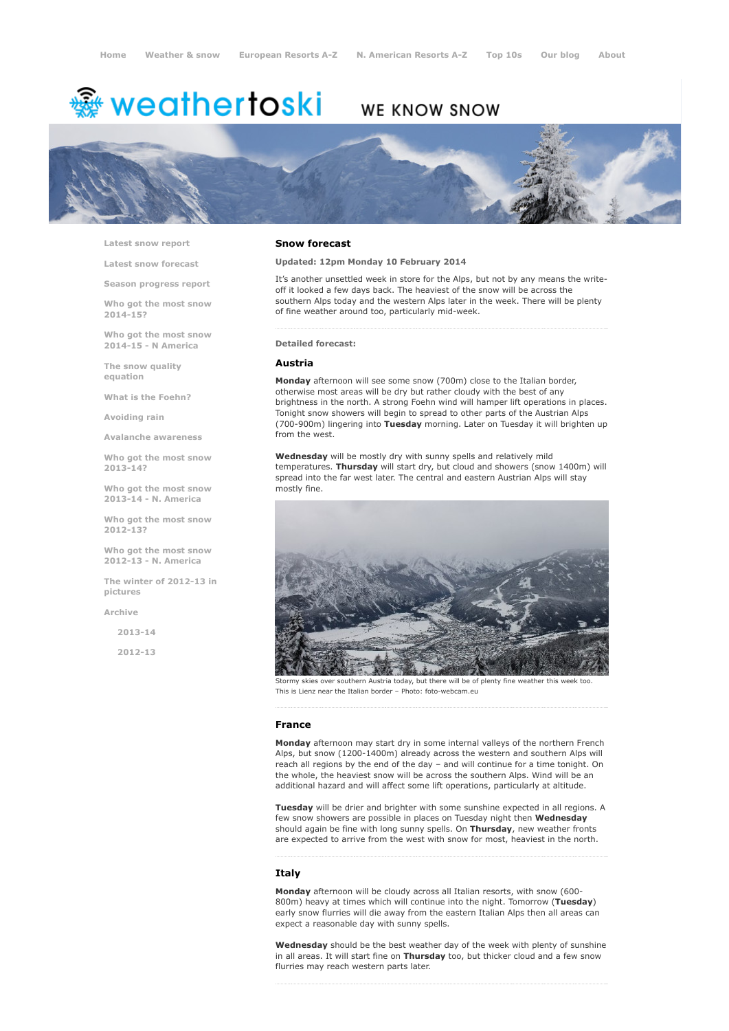Home | Weather & snow | European Resorts A-Z | N. American Resorts A-Z | Top 10s | Our blog | About

weathertoski — WE KNOW SNOW

- Latest snow report
- Latest snow forecast
- Season progress report
- Who got the most snow 2014-15?
- Who got the most snow 2014-15 - N America
- The snow quality equation
- What is the Foehn?
- Avoiding rain
- Avalanche awareness
- Who got the most snow 2013-14?
- Who got the most snow 2013-14 - N. America
- Who got the most snow 2012-13?
- Who got the most snow 2012-13 - N. America
- The winter of 2012-13 in pictures
- Archive
  - 2013-14
  - 2012-13

## Snow forecast

**Updated: 12pm Monday 10 February 2014**

It's another unsettled week in store for the Alps, but not by any means the write-off it looked a few days back. The heaviest of the snow will be across the southern Alps today and the western Alps later in the week. There will be plenty of fine weather around too, particularly mid-week.

**Detailed forecast:**

### Austria

**Monday** afternoon will see some snow (700m) close to the Italian border, otherwise most areas will be dry but rather cloudy with the best of any brightness in the north. A strong Foehn wind will hamper lift operations in places. Tonight snow showers will begin to spread to other parts of the Austrian Alps (700-900m) lingering into **Tuesday** morning. Later on Tuesday it will brighten up from the west.

**Wednesday** will be mostly dry with sunny spells and relatively mild temperatures. **Thursday** will start dry, but cloud and showers (snow 1400m) will spread into the far west later. The central and eastern Austrian Alps will stay mostly fine.

Stormy skies over southern Austria today, but there will be of plenty fine weather this week too. This is Lienz near the Italian border – Photo: foto-webcam.eu

### France

**Monday** afternoon may start dry in some internal valleys of the northern French Alps, but snow (1200-1400m) already across the western and southern Alps will reach all regions by the end of the day – and will continue for a time tonight. On the whole, the heaviest snow will be across the southern Alps. Wind will be an additional hazard and will affect some lift operations, particularly at altitude.

**Tuesday** will be drier and brighter with some sunshine expected in all regions. A few snow showers are possible in places on Tuesday night then **Wednesday** should again be fine with long sunny spells. On **Thursday**, new weather fronts are expected to arrive from the west with snow for most, heaviest in the north.

### Italy

**Monday** afternoon will be cloudy across all Italian resorts, with snow (600-800m) heavy at times which will continue into the night. Tomorrow (**Tuesday**) early snow flurries will die away from the eastern Italian Alps then all areas can expect a reasonable day with sunny spells.

**Wednesday** should be the best weather day of the week with plenty of sunshine in all areas. It will start fine on **Thursday** too, but thicker cloud and a few snow flurries may reach western parts later.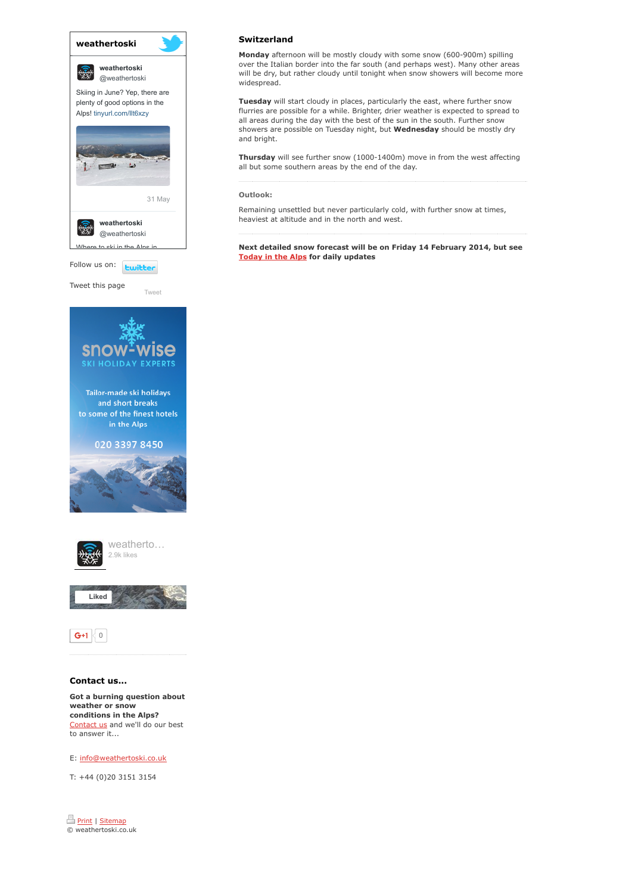## Switzerland

**Monday** afternoon will be mostly cloudy with some snow (600-900m) spilling over the Italian border into the far south (and perhaps west). Many other areas will be dry, but rather cloudy until tonight when snow showers will become more widespread.

**Tuesday** will start cloudy in places, particularly the east, where further snow flurries are possible for a while. Brighter, drier weather is expected to spread to all areas during the day with the best of the sun in the south. Further snow showers are possible on Tuesday night, but **Wednesday** should be mostly dry and bright.

**Thursday** will see further snow (1000-1400m) move in from the west affecting all but some southern areas by the end of the day.

**Outlook:**

Remaining unsettled but never particularly cold, with further snow at times, heaviest at altitude and in the north and west.

**Next detailed snow forecast will be on Friday 14 February 2014, but see Today in the Alps for daily updates**

weathertoski

weathertoski
@weathertoski

Skiing in June? Yep, there are plenty of good options in the Alps! tinyurl.com/llt6xzy

31 May

weathertoski
@weathertoski

Follow us on:

Tweet this page

Tweet

snow-wise
SKI HOLIDAY EXPERTS

Tailor-made ski holidays and short breaks to some of the finest hotels in the Alps

020 3397 8450

weatherto...
2.9k likes

Liked

G+1 0

### Contact us...

**Got a burning question about weather or snow conditions in the Alps?**
Contact us and we'll do our best to answer it...

E: info@weathertoski.co.uk

T: +44 (0)20 3151 3154

Print | Sitemap
© weathertoski.co.uk